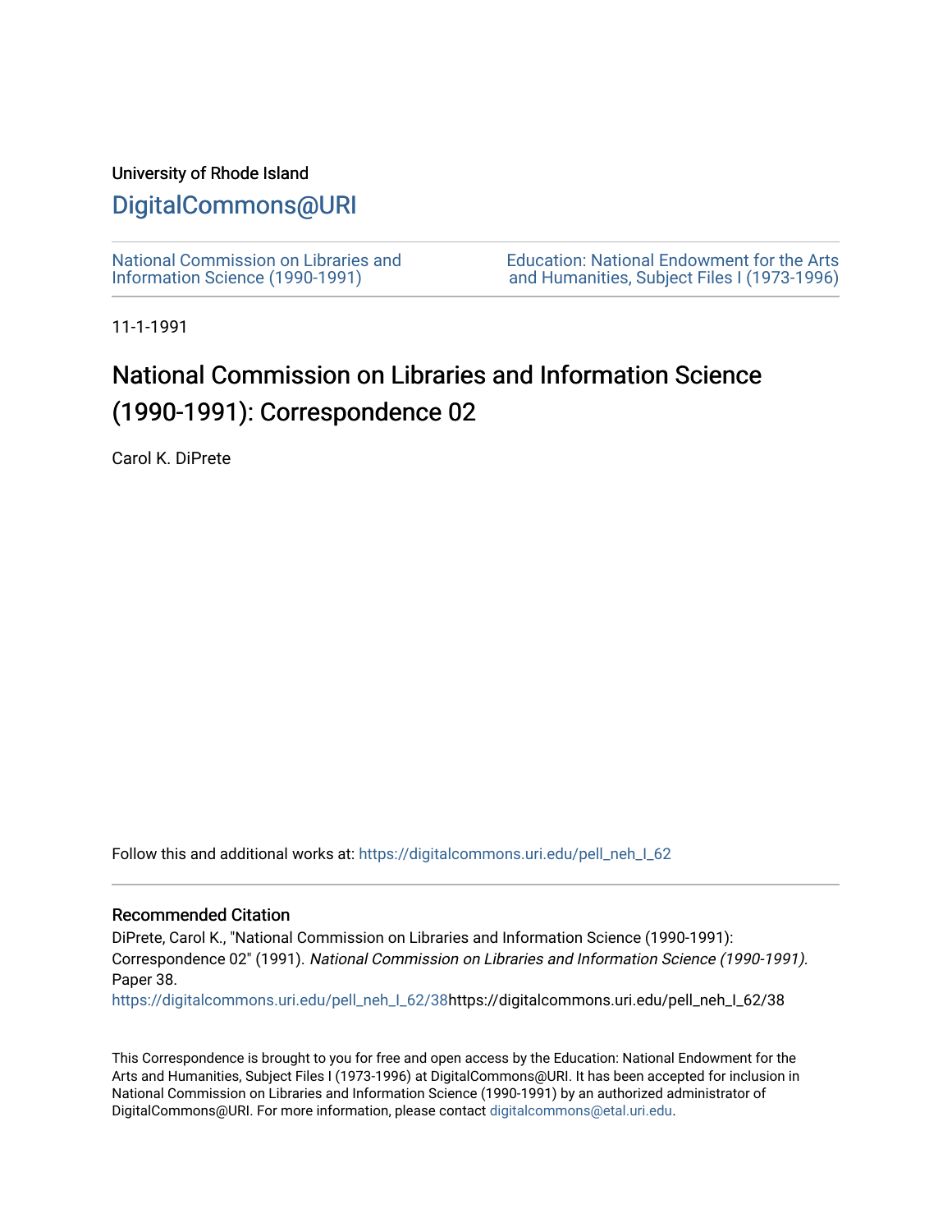University of Rhode Island

# DigitalCommons@URI

National Commission on Libraries and Information Science (1990-1991)

Education: National Endowment for the Arts and Humanities, Subject Files I (1973-1996)

11-1-1991

## National Commission on Libraries and Information Science (1990-1991): Correspondence 02

Carol K. DiPrete

Follow this and additional works at: https://digitalcommons.uri.edu/pell_neh_I_62

### Recommended Citation

DiPrete, Carol K., "National Commission on Libraries and Information Science (1990-1991): Correspondence 02" (1991). *National Commission on Libraries and Information Science (1990-1991).* Paper 38.
https://digitalcommons.uri.edu/pell_neh_I_62/38https://digitalcommons.uri.edu/pell_neh_I_62/38

This Correspondence is brought to you for free and open access by the Education: National Endowment for the Arts and Humanities, Subject Files I (1973-1996) at DigitalCommons@URI. It has been accepted for inclusion in National Commission on Libraries and Information Science (1990-1991) by an authorized administrator of DigitalCommons@URI. For more information, please contact digitalcommons@etal.uri.edu.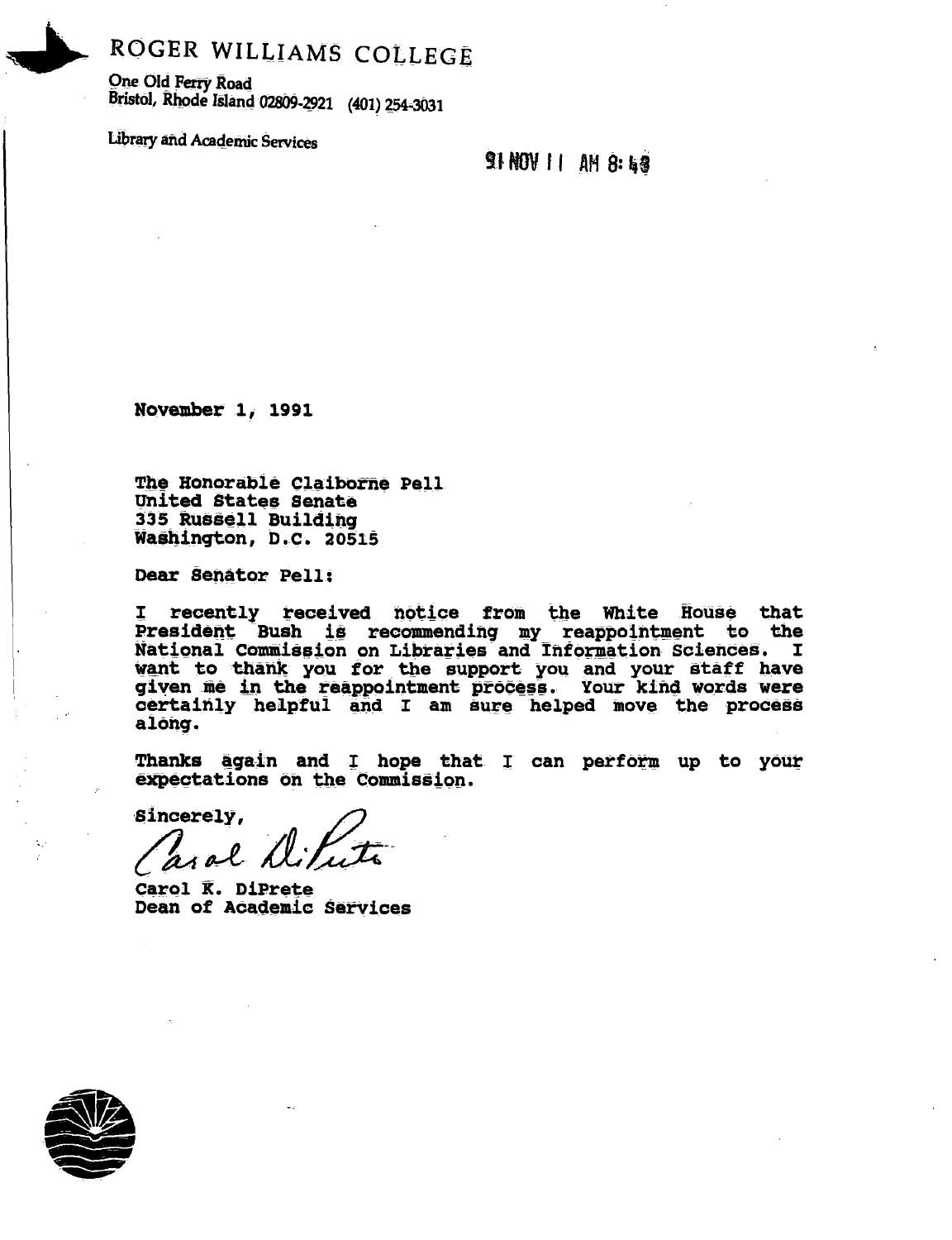# ROGER WILLIAMS COLLEGE

One Old Ferry Road
Bristol, Rhode Island 02809-2921 (401) 254-3031

Library and Academic Services

91 NOV 11 AM 8:48

November 1, 1991

The Honorable Claiborne Pell
United States Senate
335 Russell Building
Washington, D.C. 20515

Dear Senator Pell:

I recently received notice from the White House that President Bush is recommending my reappointment to the National Commission on Libraries and Information Sciences. I want to thank you for the support you and your staff have given me in the reappointment process. Your kind words were certainly helpful and I am sure helped move the process along.

Thanks again and I hope that I can perform up to your expectations on the Commission.

Sincerely,

Carol DiPrete

Carol K. DiPrete
Dean of Academic Services